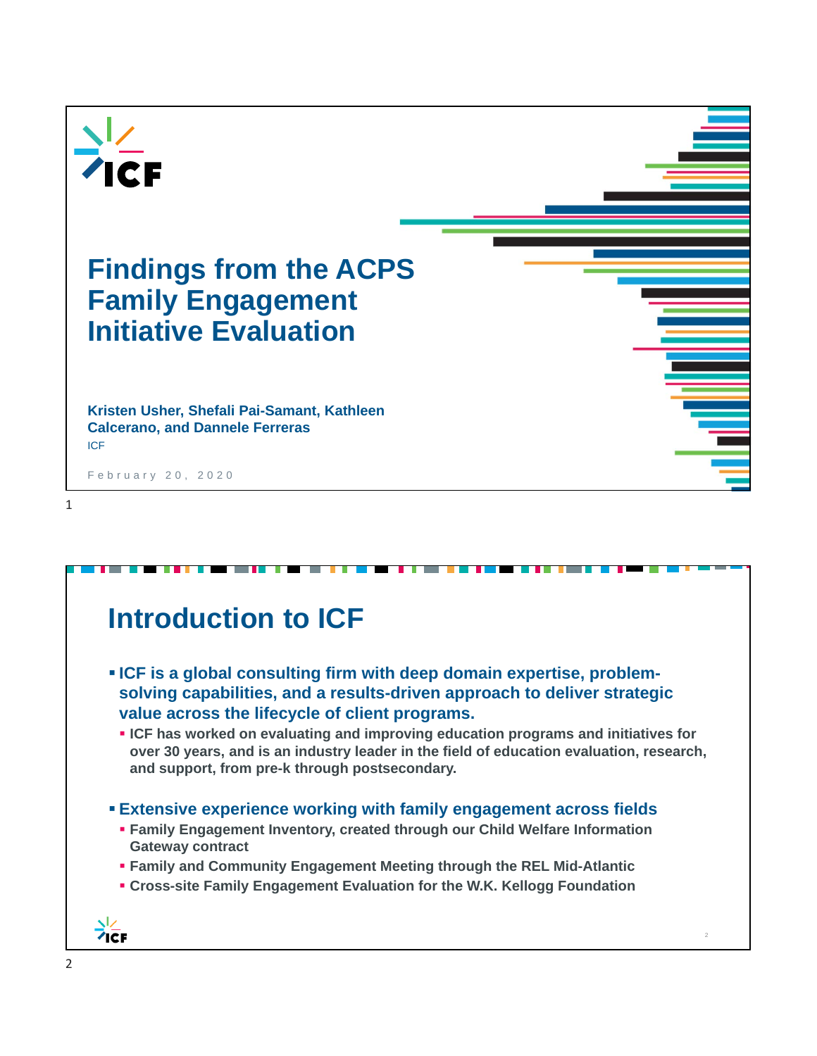# Findings from the ACPS Family Engagement Initiative Evaluation

**Kristen Usher, Shefali Pai-Samant, Kathleen Calcerano, and Dannele Ferreras**

ICF

February 20, 2020

## Introduction to ICF

- **ICF is a global consulting firm with deep domain expertise, problem-solving capabilities, and a results-driven approach to deliver strategic value across the lifecycle of client programs.**
  - ICF has worked on evaluating and improving education programs and initiatives for over 30 years, and is an industry leader in the field of education evaluation, research, and support, from pre-k through postsecondary.
- **Extensive experience working with family engagement across fields**
  - Family Engagement Inventory, created through our Child Welfare Information Gateway contract
  - Family and Community Engagement Meeting through the REL Mid-Atlantic
  - Cross-site Family Engagement Evaluation for the W.K. Kellogg Foundation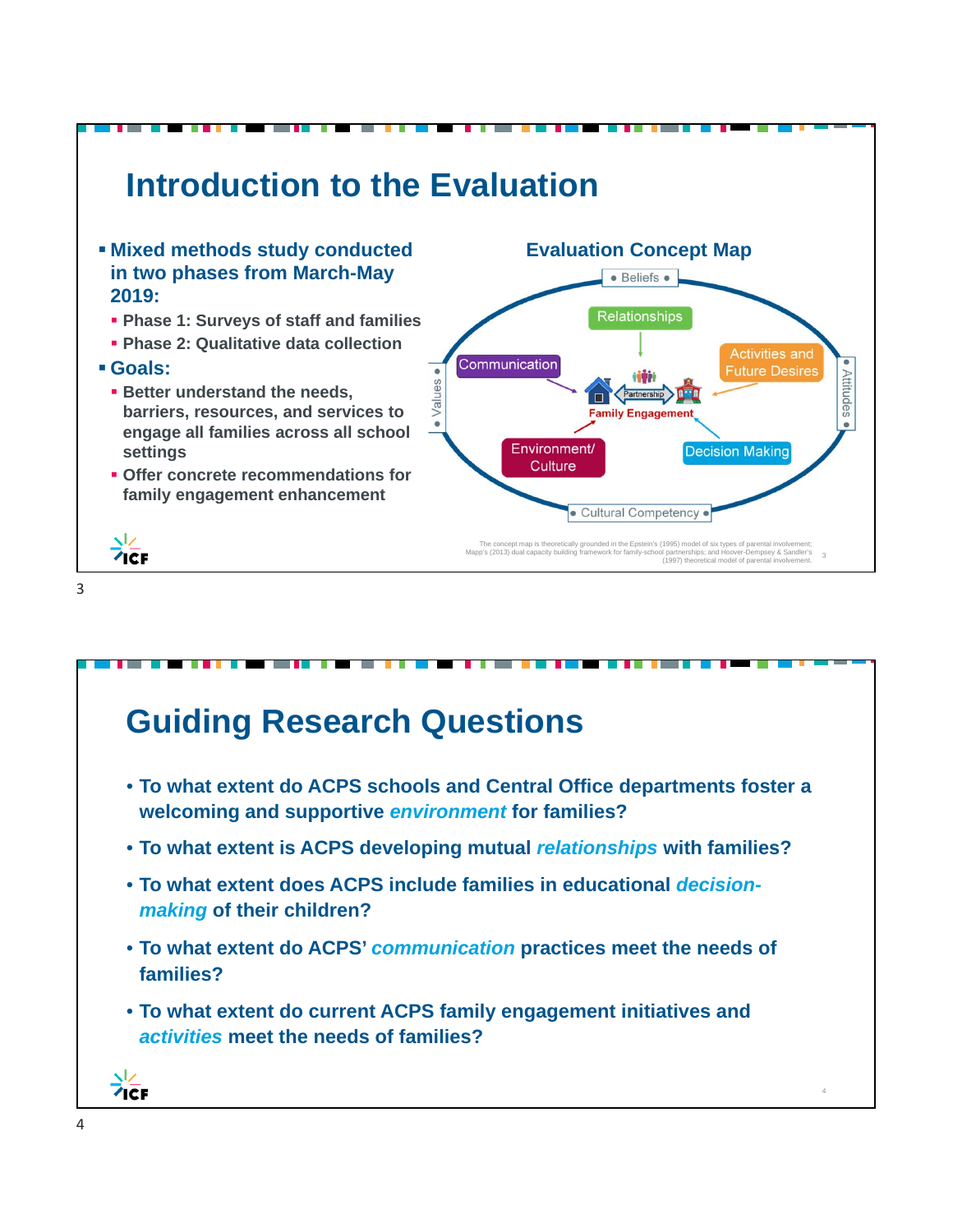# Introduction to the Evaluation

- **Mixed methods study conducted in two phases from March-May 2019:**
  - **Phase 1: Surveys of staff and families**
  - **Phase 2: Qualitative data collection**
- **Goals:**
  - **Better understand the needs, barriers, resources, and services to engage all families across all school settings**
  - **Offer concrete recommendations for family engagement enhancement**

## Evaluation Concept Map

Beliefs • Values • Attitudes • Cultural Competency

Relationships — Communication — Activities and Future Desires — Environment/ Culture — Decision Making

Partnership — Family Engagement

The concept map is theoretically grounded in the Epstein's (1995) model of six types of parental involvement; Mapp's (2013) dual capacity building framework for family-school partnerships; and Hoover-Dempsey & Sandler's (1997) theoretical model of parental involvement.

# Guiding Research Questions

- **To what extent do ACPS schools and Central Office departments foster a welcoming and supportive *environment* for families?**
- **To what extent is ACPS developing mutual *relationships* with families?**
- **To what extent does ACPS include families in educational *decision-making* of their children?**
- **To what extent do ACPS' *communication* practices meet the needs of families?**
- **To what extent do current ACPS family engagement initiatives and *activities* meet the needs of families?**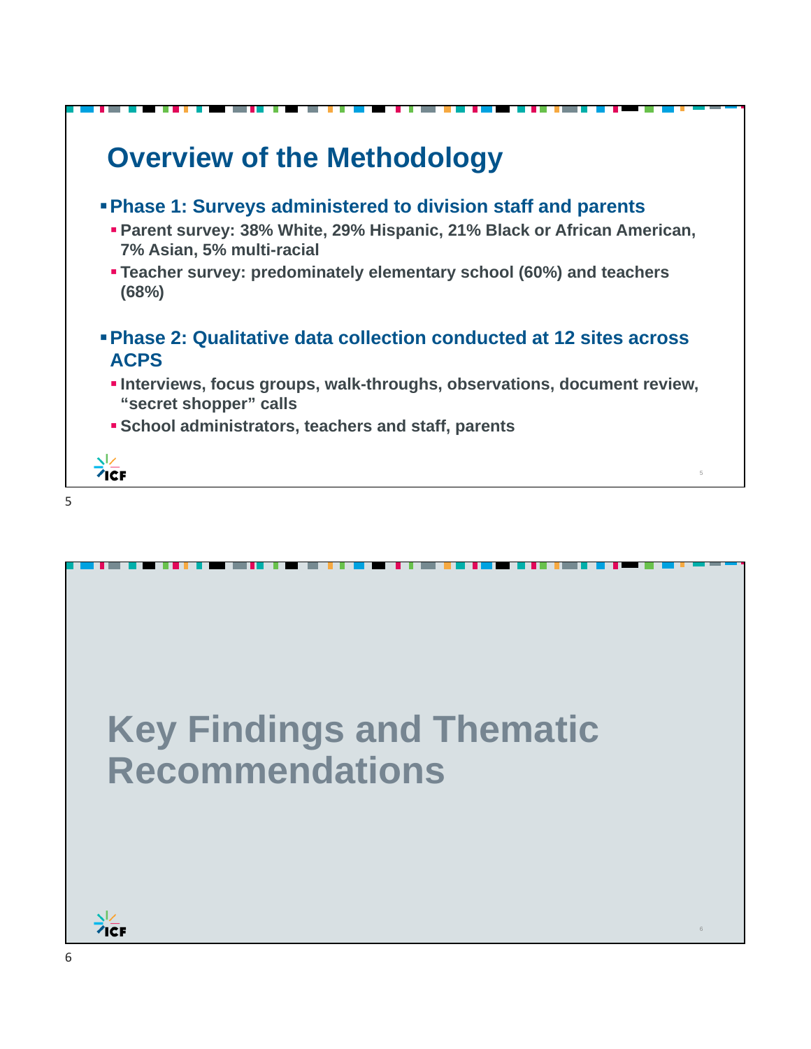## Overview of the Methodology

- **Phase 1: Surveys administered to division staff and parents**
  - **Parent survey: 38% White, 29% Hispanic, 21% Black or African American, 7% Asian, 5% multi-racial**
  - **Teacher survey: predominately elementary school (60%) and teachers (68%)**
- **Phase 2: Qualitative data collection conducted at 12 sites across ACPS**
  - **Interviews, focus groups, walk-throughs, observations, document review, “secret shopper” calls**
  - **School administrators, teachers and staff, parents**

## Key Findings and Thematic Recommendations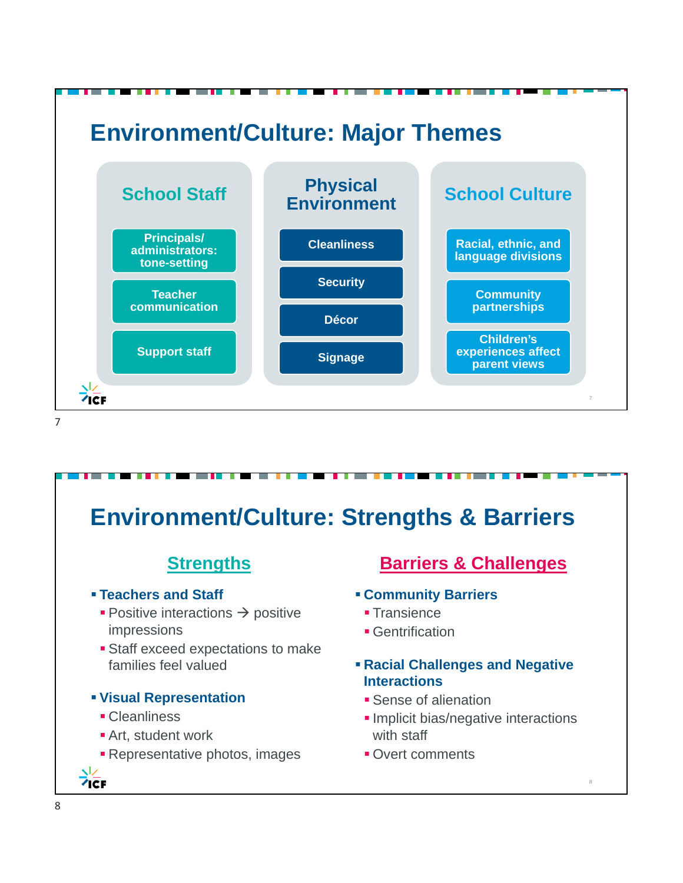## Environment/Culture: Major Themes

### School Staff

- Principals/ administrators: tone-setting
- Teacher communication
- Support staff

### Physical Environment

- Cleanliness
- Security
- Décor
- Signage

### School Culture

- Racial, ethnic, and language divisions
- Community partnerships
- Children's experiences affect parent views

## Environment/Culture: Strengths & Barriers

### Strengths

- **Teachers and Staff**
  - Positive interactions → positive impressions
  - Staff exceed expectations to make families feel valued
- **Visual Representation**
  - Cleanliness
  - Art, student work
  - Representative photos, images

### Barriers & Challenges

- **Community Barriers**
  - Transience
  - Gentrification
- **Racial Challenges and Negative Interactions**
  - Sense of alienation
  - Implicit bias/negative interactions with staff
  - Overt comments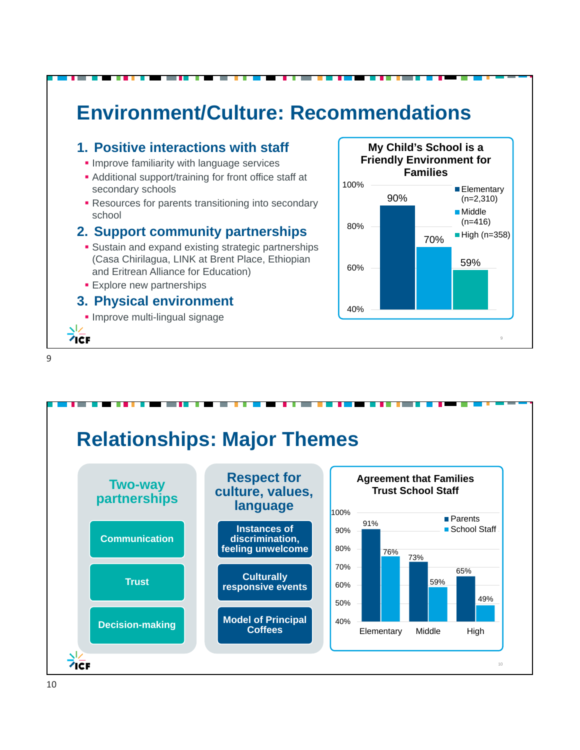# Environment/Culture: Recommendations

## 1. Positive interactions with staff

- Improve familiarity with language services
- Additional support/training for front office staff at secondary schools
- Resources for parents transitioning into secondary school

## 2. Support community partnerships

- Sustain and expand existing strategic partnerships (Casa Chirilagua, LINK at Brent Place, Ethiopian and Eritrean Alliance for Education)
- Explore new partnerships

## 3. Physical environment

- Improve multi-lingual signage

**My Child's School is a Friendly Environment for Families**

| Level | Percent |
|---|---|
| Elementary (n=2,310) | 90% |
| Middle (n=416) | 70% |
| High (n=358) | 59% |

# Relationships: Major Themes

**Two-way partnerships**

- Communication
- Trust
- Decision-making

**Respect for culture, values, language**

- Instances of discrimination, feeling unwelcome
- Culturally responsive events
- Model of Principal Coffees

**Agreement that Families Trust School Staff**

| | Parents | School Staff |
|---|---|---|
| Elementary | 91% | 76% |
| Middle | 73% | 59% |
| High | 65% | 49% |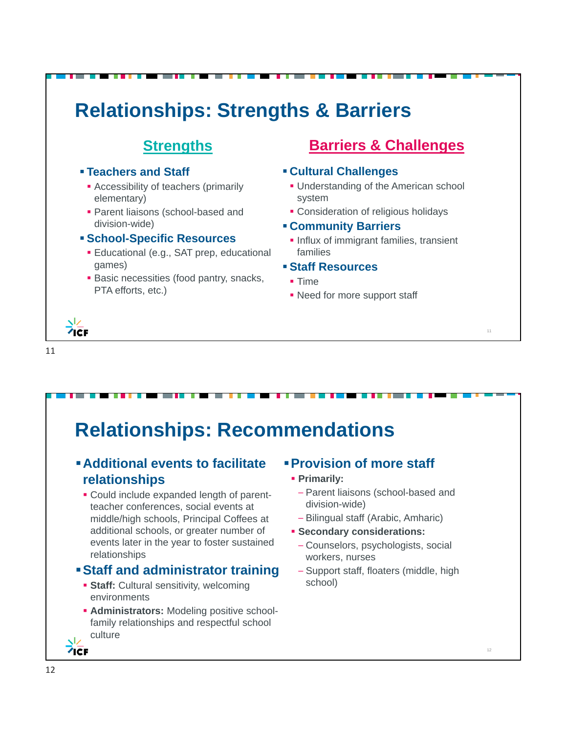# Relationships: Strengths & Barriers

## Strengths

- **Teachers and Staff**
  - Accessibility of teachers (primarily elementary)
  - Parent liaisons (school-based and division-wide)
- **School-Specific Resources**
  - Educational (e.g., SAT prep, educational games)
  - Basic necessities (food pantry, snacks, PTA efforts, etc.)

## Barriers & Challenges

- **Cultural Challenges**
  - Understanding of the American school system
  - Consideration of religious holidays
- **Community Barriers**
  - Influx of immigrant families, transient families
- **Staff Resources**
  - Time
  - Need for more support staff

# Relationships: Recommendations

- **Additional events to facilitate relationships**
  - Could include expanded length of parent-teacher conferences, social events at middle/high schools, Principal Coffees at additional schools, or greater number of events later in the year to foster sustained relationships
- **Staff and administrator training**
  - **Staff:** Cultural sensitivity, welcoming environments
  - **Administrators:** Modeling positive school-family relationships and respectful school culture
- **Provision of more staff**
  - **Primarily:**
    - Parent liaisons (school-based and division-wide)
    - Bilingual staff (Arabic, Amharic)
  - **Secondary considerations:**
    - Counselors, psychologists, social workers, nurses
    - Support staff, floaters (middle, high school)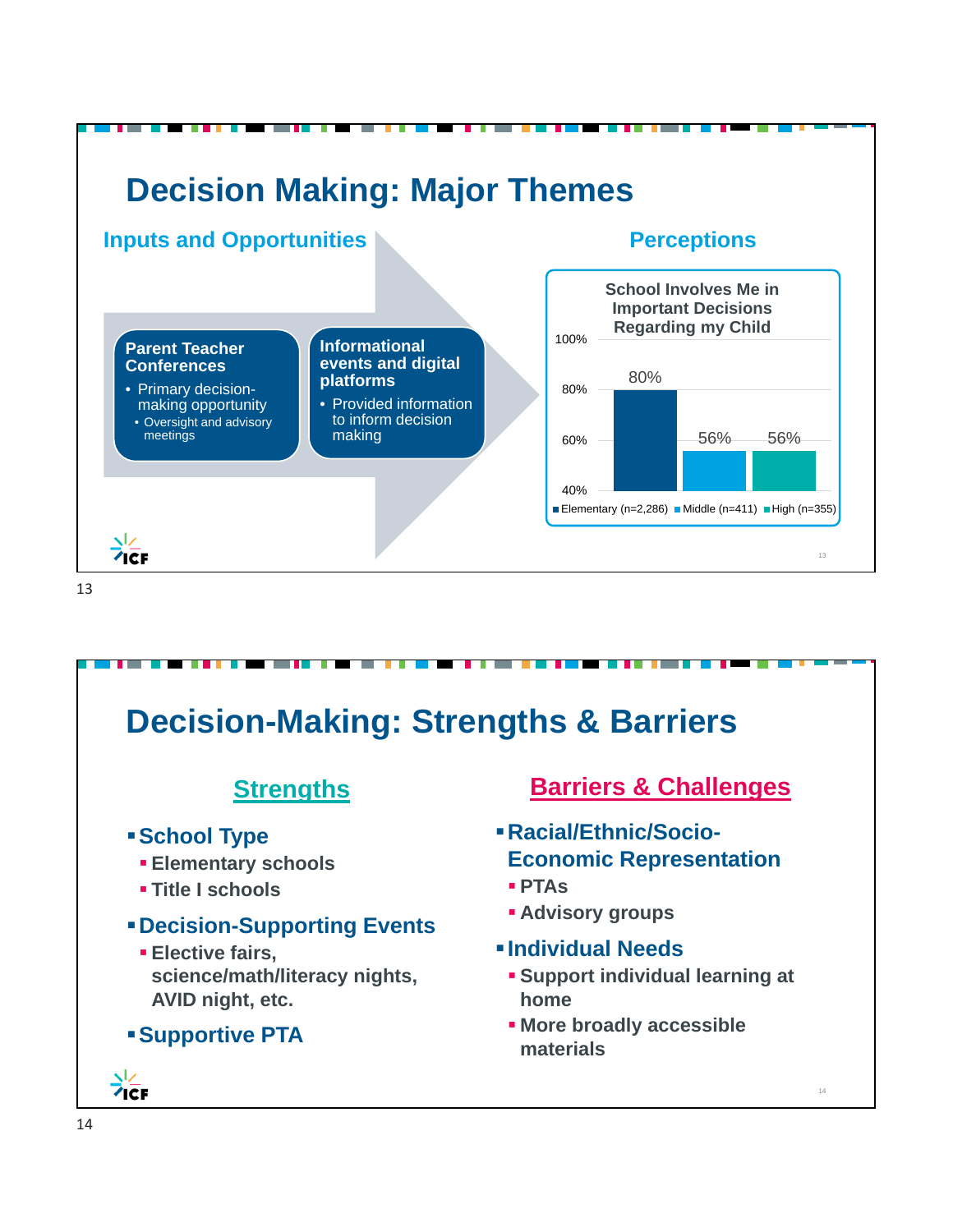# Decision Making: Major Themes

## Inputs and Opportunities

**Parent Teacher Conferences**

- Primary decision-making opportunity
  - Oversight and advisory meetings

**Informational events and digital platforms**

- Provided information to inform decision making

## Perceptions

**School Involves Me in Important Decisions Regarding my Child**

| School level | Percent |
| --- | --- |
| Elementary (n=2,286) | 80% |
| Middle (n=411) | 56% |
| High (n=355) | 56% |

# Decision-Making: Strengths & Barriers

## Strengths

- **School Type**
  - **Elementary schools**
  - **Title I schools**
- **Decision-Supporting Events**
  - **Elective fairs, science/math/literacy nights, AVID night, etc.**
- **Supportive PTA**

## Barriers & Challenges

- **Racial/Ethnic/Socio-Economic Representation**
  - **PTAs**
  - **Advisory groups**
- **Individual Needs**
  - **Support individual learning at home**
  - **More broadly accessible materials**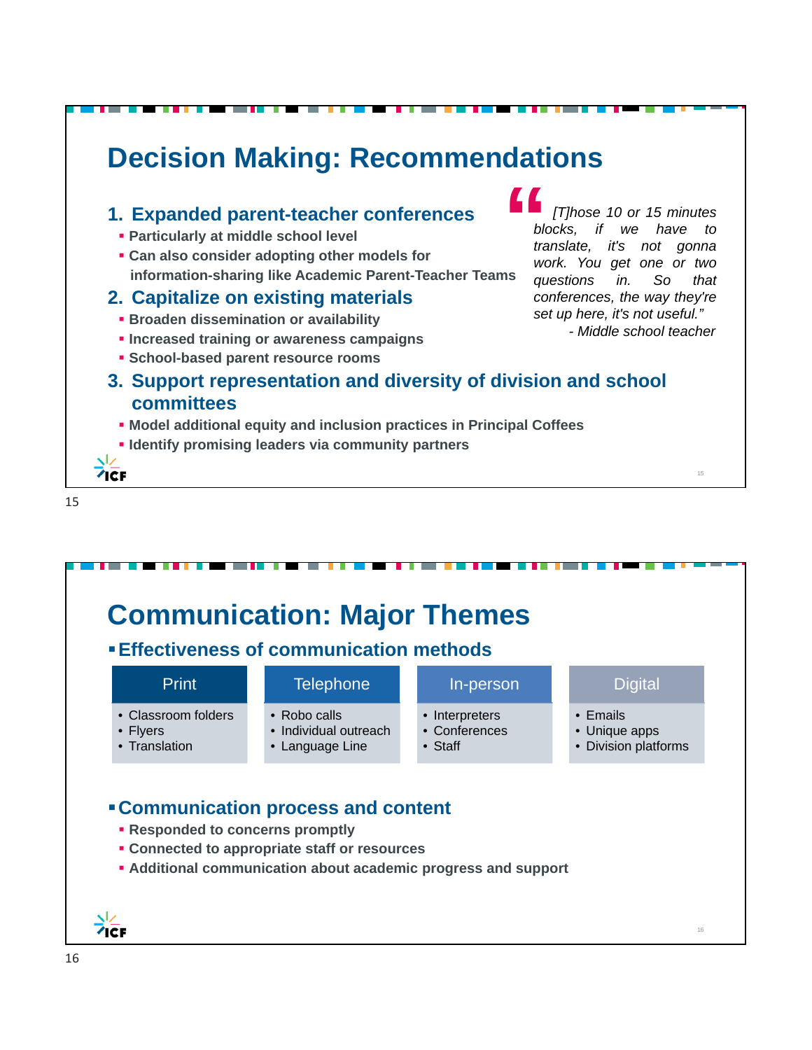# Decision Making: Recommendations

1. **Expanded parent-teacher conferences**
   - Particularly at middle school level
   - Can also consider adopting other models for information-sharing like Academic Parent-Teacher Teams
2. **Capitalize on existing materials**
   - Broaden dissemination or availability
   - Increased training or awareness campaigns
   - School-based parent resource rooms
3. **Support representation and diversity of division and school committees**
   - Model additional equity and inclusion practices in Principal Coffees
   - Identify promising leaders via community partners

> *"[T]hose 10 or 15 minutes blocks, if we have to translate, it's not gonna work. You get one or two questions in. So that conferences, the way they're set up here, it's not useful."*
> *- Middle school teacher*

# Communication: Major Themes

## Effectiveness of communication methods

| Print | Telephone | In-person | Digital |
|---|---|---|---|
| Classroom folders | Robo calls | Interpreters | Emails |
| Flyers | Individual outreach | Conferences | Unique apps |
| Translation | Language Line | Staff | Division platforms |

## Communication process and content

- Responded to concerns promptly
- Connected to appropriate staff or resources
- Additional communication about academic progress and support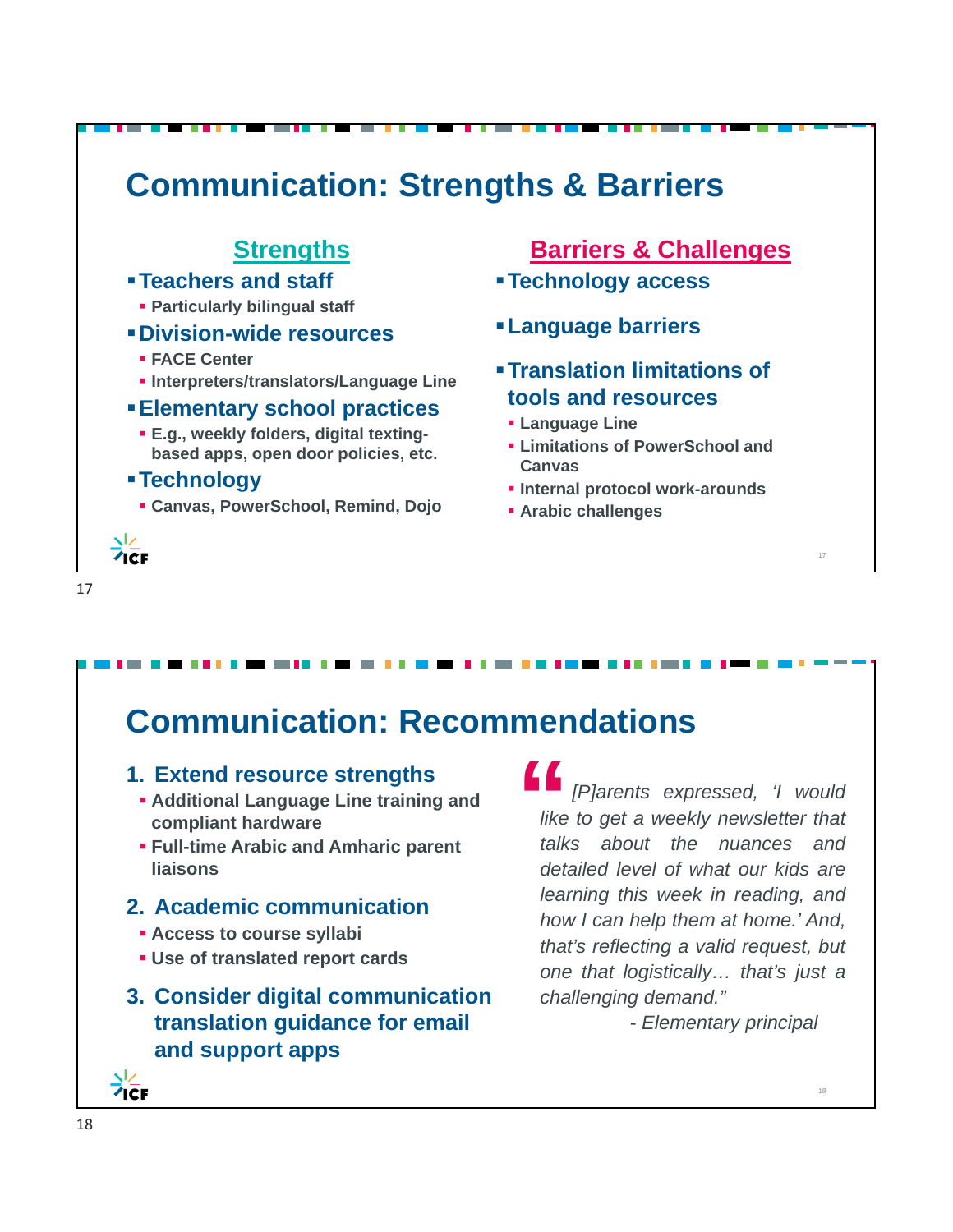## Communication: Strengths & Barriers

### Strengths

- **Teachers and staff**
  - Particularly bilingual staff
- **Division-wide resources**
  - FACE Center
  - Interpreters/translators/Language Line
- **Elementary school practices**
  - E.g., weekly folders, digital texting-based apps, open door policies, etc.
- **Technology**
  - Canvas, PowerSchool, Remind, Dojo

### Barriers & Challenges

- **Technology access**
- **Language barriers**
- **Translation limitations of tools and resources**
  - Language Line
  - Limitations of PowerSchool and Canvas
  - Internal protocol work-arounds
  - Arabic challenges

## Communication: Recommendations

1. **Extend resource strengths**
   - Additional Language Line training and compliant hardware
   - Full-time Arabic and Amharic parent liaisons
2. **Academic communication**
   - Access to course syllabi
   - Use of translated report cards
3. **Consider digital communication translation guidance for email and support apps**

> *"[P]arents expressed, 'I would like to get a weekly newsletter that talks about the nuances and detailed level of what our kids are learning this week in reading, and how I can help them at home.' And, that's reflecting a valid request, but one that logistically… that's just a challenging demand."*
>
> *- Elementary principal*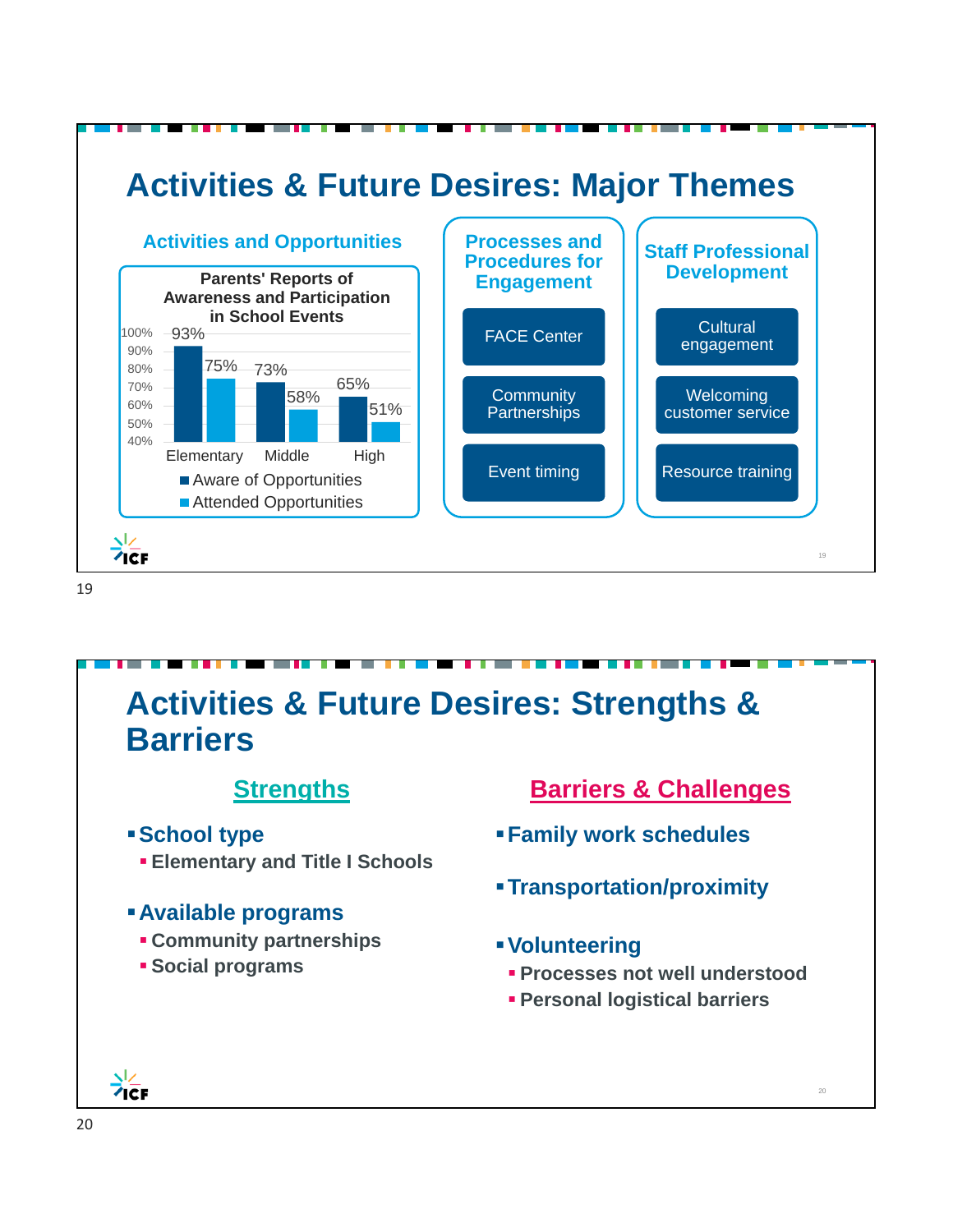# Activities & Future Desires: Major Themes

## Activities and Opportunities

**Parents' Reports of Awareness and Participation in School Events**

| | Aware of Opportunities | Attended Opportunities |
|---|---|---|
| Elementary | 93% | 75% |
| Middle | 73% | 58% |
| High | 65% | 51% |

## Processes and Procedures for Engagement

- FACE Center
- Community Partnerships
- Event timing

## Staff Professional Development

- Cultural engagement
- Welcoming customer service
- Resource training

# Activities & Future Desires: Strengths & Barriers

## Strengths

- **School type**
  - **Elementary and Title I Schools**
- **Available programs**
  - **Community partnerships**
  - **Social programs**

## Barriers & Challenges

- **Family work schedules**
- **Transportation/proximity**
- **Volunteering**
  - **Processes not well understood**
  - **Personal logistical barriers**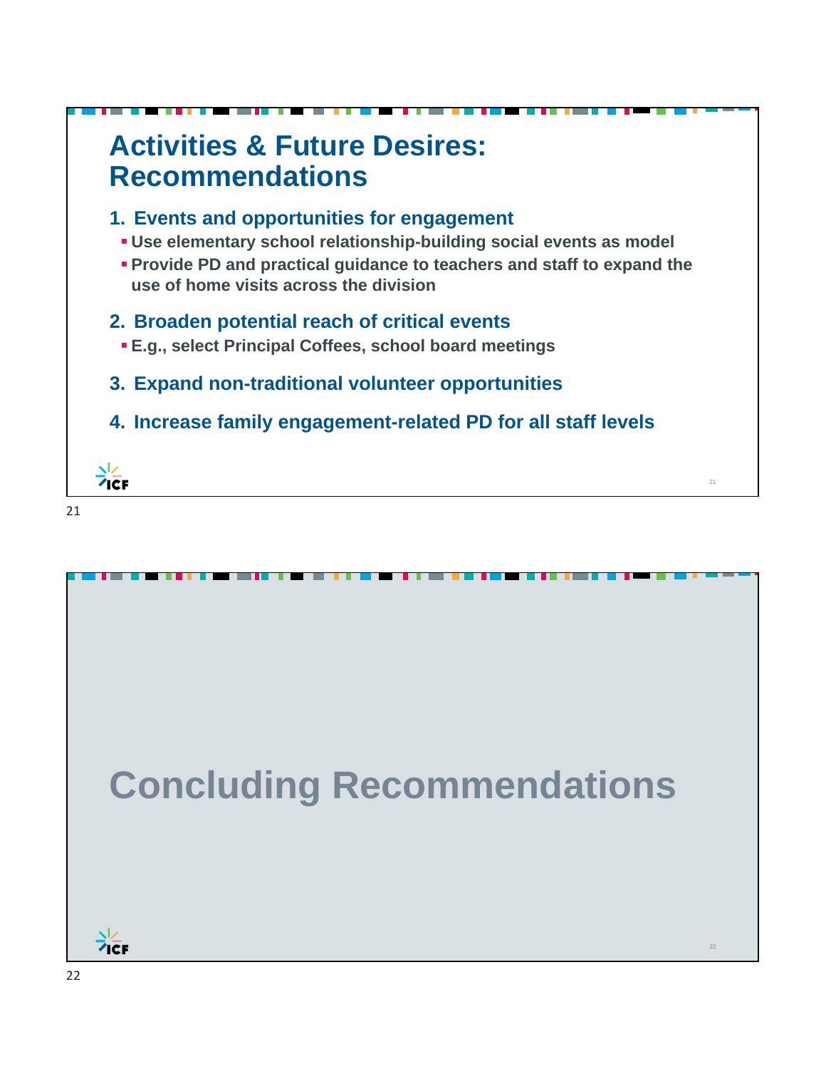# Activities & Future Desires: Recommendations

1. **Events and opportunities for engagement**
   - Use elementary school relationship-building social events as model
   - Provide PD and practical guidance to teachers and staff to expand the use of home visits across the division
2. **Broaden potential reach of critical events**
   - E.g., select Principal Coffees, school board meetings
3. **Expand non-traditional volunteer opportunities**
4. **Increase family engagement-related PD for all staff levels**

# Concluding Recommendations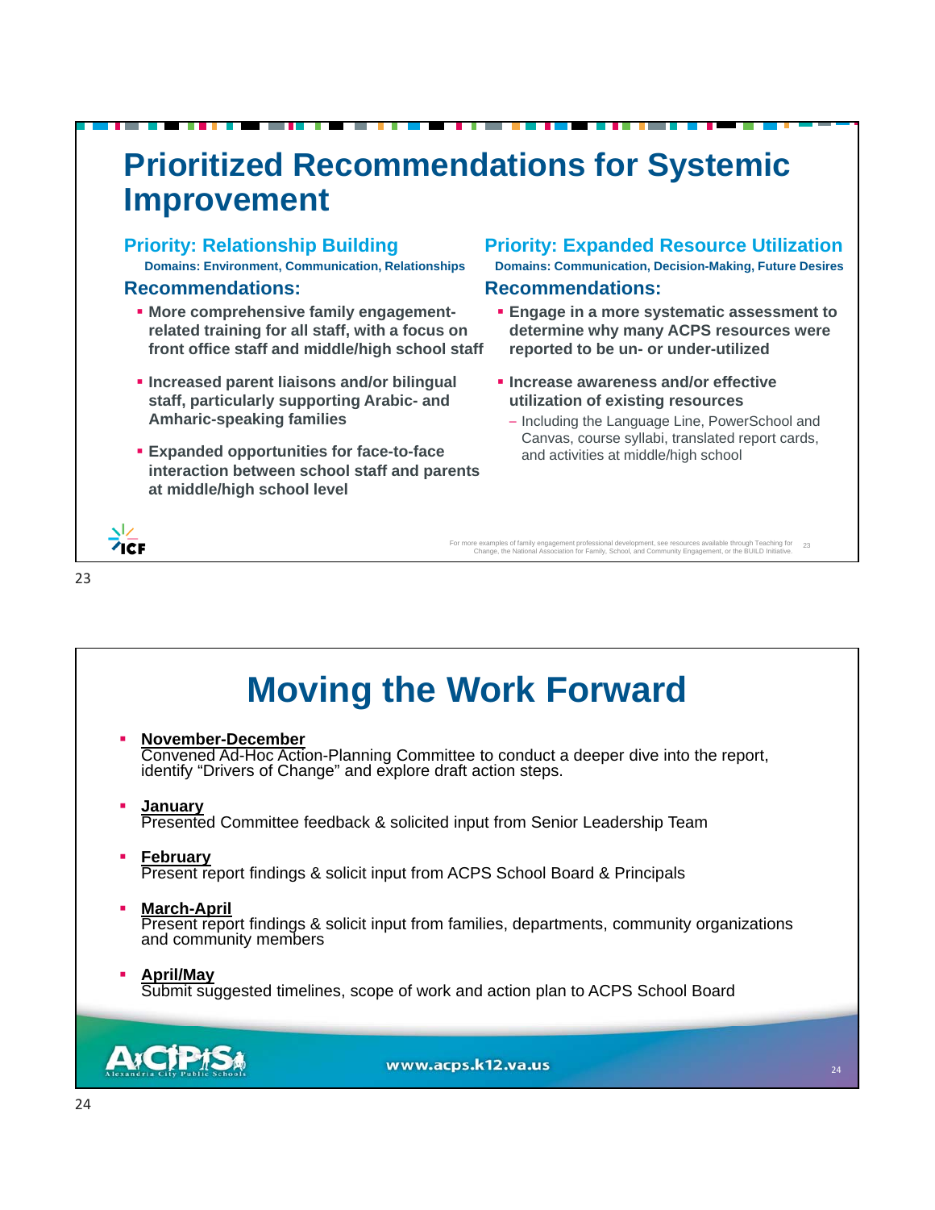# Prioritized Recommendations for Systemic Improvement

## Priority: Relationship Building

**Domains: Environment, Communication, Relationships**

### Recommendations:

- **More comprehensive family engagement-related training for all staff, with a focus on front office staff and middle/high school staff**
- **Increased parent liaisons and/or bilingual staff, particularly supporting Arabic- and Amharic-speaking families**
- **Expanded opportunities for face-to-face interaction between school staff and parents at middle/high school level**

## Priority: Expanded Resource Utilization

**Domains: Communication, Decision-Making, Future Desires**

### Recommendations:

- **Engage in a more systematic assessment to determine why many ACPS resources were reported to be un- or under-utilized**
- **Increase awareness and/or effective utilization of existing resources**
  - Including the Language Line, PowerSchool and Canvas, course syllabi, translated report cards, and activities at middle/high school

For more examples of family engagement professional development, see resources available through Teaching for Change, the National Association for Family, School, and Community Engagement, or the BUILD Initiative.

# Moving the Work Forward

- **November-December**
  Convened Ad-Hoc Action-Planning Committee to conduct a deeper dive into the report, identify "Drivers of Change" and explore draft action steps.
- **January**
  Presented Committee feedback & solicited input from Senior Leadership Team
- **February**
  Present report findings & solicit input from ACPS School Board & Principals
- **March-April**
  Present report findings & solicit input from families, departments, community organizations and community members
- **April/May**
  Submit suggested timelines, scope of work and action plan to ACPS School Board

www.acps.k12.va.us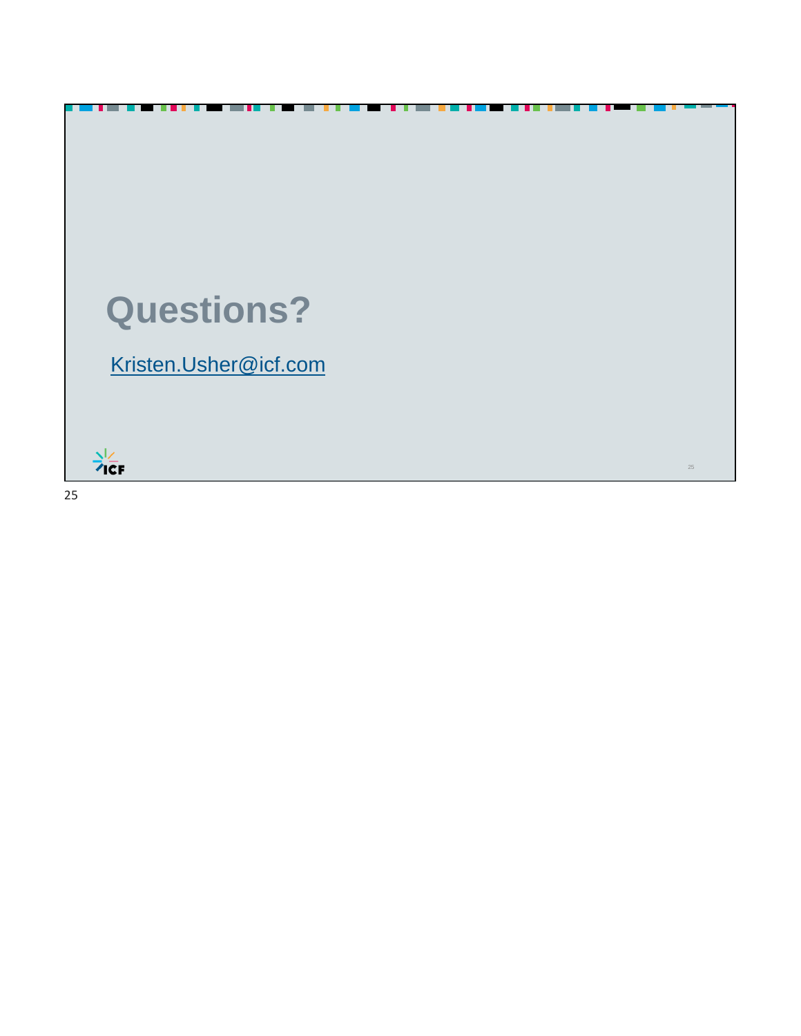# Questions?

Kristen.Usher@icf.com